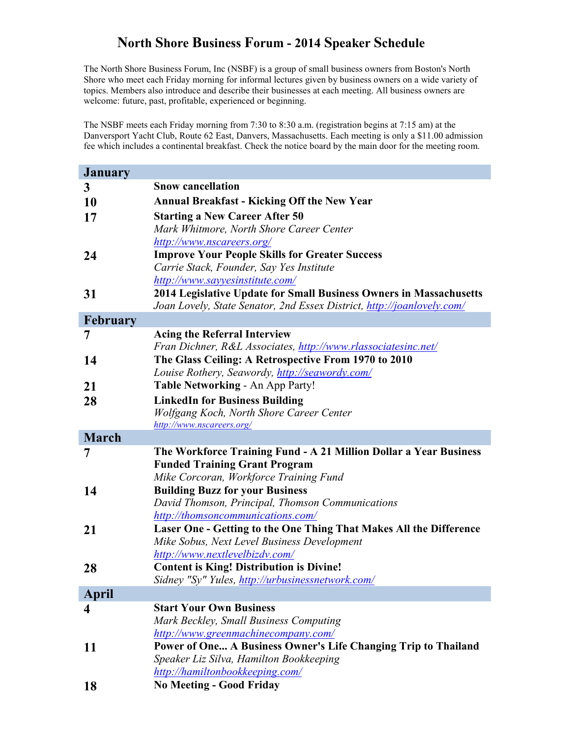# North Shore Business Forum - 2014 Speaker Schedule

The North Shore Business Forum, Inc (NSBF) is a group of small business owners from Boston's North Shore who meet each Friday morning for informal lectures given by business owners on a wide variety of topics. Members also introduce and describe their businesses at each meeting. All business owners are welcome: future, past, profitable, experienced or beginning.

The NSBF meets each Friday morning from 7:30 to 8:30 a.m. (registration begins at 7:15 am) at the Danversport Yacht Club, Route 62 East, Danvers, Massachusetts. Each meeting is only a $11.00 admission fee which includes a continental breakfast. Check the notice board by the main door for the meeting room.

## January

**3** — **Snow cancellation**

**10** — **Annual Breakfast - Kicking Off the New Year**

**17** — **Starting a New Career After 50**
*Mark Whitmore, North Shore Career Center*
http://www.nscareers.org/

**24** — **Improve Your People Skills for Greater Success**
*Carrie Stack, Founder, Say Yes Institute*
http://www.sayyesinstitute.com/

**31** — **2014 Legislative Update for Small Business Owners in Massachusetts**
*Joan Lovely, State Senator, 2nd Essex District,* http://joanlovely.com/

## February

**7** — **Acing the Referral Interview**
*Fran Dichner, R&L Associates,* http://www.rlassociatesinc.net/

**14** — **The Glass Ceiling: A Retrospective From 1970 to 2010**
*Louise Rothery, Seawordy,* http://seawordy.com/

**21** — **Table Networking** - An App Party!

**28** — **LinkedIn for Business Building**
*Wolfgang Koch, North Shore Career Center*
http://www.nscareers.org/

## March

**7** — **The Workforce Training Fund - A 21 Million Dollar a Year Business Funded Training Grant Program**
*Mike Corcoran, Workforce Training Fund*

**14** — **Building Buzz for your Business**
*David Thomson, Principal, Thomson Communications*
http://thomsoncommunications.com/

**21** — **Laser One - Getting to the One Thing That Makes All the Difference**
*Mike Sobus, Next Level Business Development*
http://www.nextlevelbizdv.com/

**28** — **Content is King! Distribution is Divine!**
*Sidney "Sy" Yules,* http://urbusinessnetwork.com/

## April

**4** — **Start Your Own Business**
*Mark Beckley, Small Business Computing*
http://www.greenmachinecompany.com/

**11** — **Power of One... A Business Owner's Life Changing Trip to Thailand**
*Speaker Liz Silva, Hamilton Bookkeeping*
http://hamiltonbookkeeping.com/

**18** — **No Meeting - Good Friday**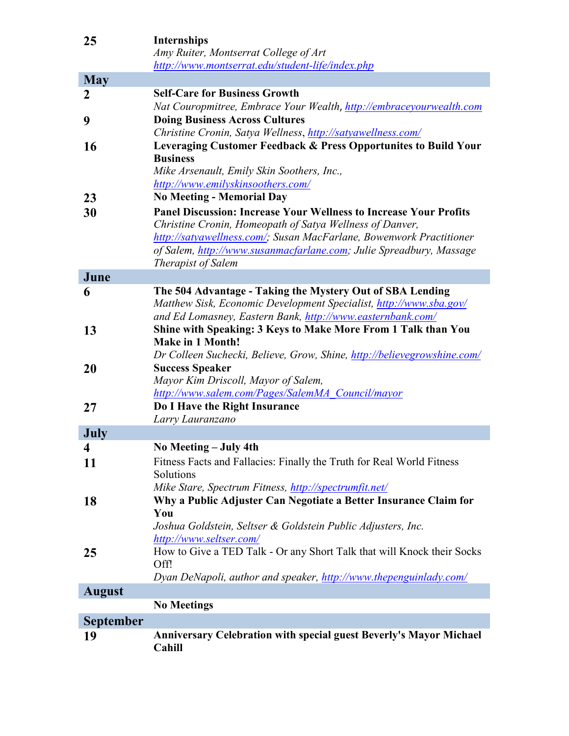| | |
|---|---|
| **25** | **Internships**<br>*Amy Ruiter, Montserrat College of Art*<br>*http://www.montserrat.edu/student-life/index.php* |
| **May** | |
| **2** | **Self-Care for Business Growth**<br>*Nat Couropmitree, Embrace Your Wealth, http://embraceyourwealth.com* |
| **9** | **Doing Business Across Cultures**<br>*Christine Cronin, Satya Wellness, http://satyawellness.com/* |
| **16** | **Leveraging Customer Feedback & Press Opportunites to Build Your Business**<br>*Mike Arsenault, Emily Skin Soothers, Inc., http://www.emilyskinsoothers.com/* |
| **23** | **No Meeting - Memorial Day** |
| **30** | **Panel Discussion: Increase Your Wellness to Increase Your Profits**<br>*Christine Cronin, Homeopath of Satya Wellness of Danver, http://satyawellness.com/; Susan MacFarlane, Bowenwork Practitioner of Salem, http://www.susanmacfarlane.com; Julie Spreadbury, Massage Therapist of Salem* |
| **June** | |
| **6** | **The 504 Advantage - Taking the Mystery Out of SBA Lending**<br>*Matthew Sisk, Economic Development Specialist, http://www.sba.gov/ and Ed Lomasney, Eastern Bank, http://www.easternbank.com/* |
| **13** | **Shine with Speaking: 3 Keys to Make More From 1 Talk than You Make in 1 Month!**<br>*Dr Colleen Suchecki, Believe, Grow, Shine, http://believegrowshine.com/* |
| **20** | **Success Speaker**<br>*Mayor Kim Driscoll, Mayor of Salem, http://www.salem.com/Pages/SalemMA_Council/mayor* |
| **27** | **Do I Have the Right Insurance**<br>*Larry Lauranzano* |
| **July** | |
| **4** | **No Meeting – July 4th** |
| **11** | Fitness Facts and Fallacies: Finally the Truth for Real World Fitness Solutions<br>*Mike Stare, Spectrum Fitness, http://spectrumfit.net/* |
| **18** | **Why a Public Adjuster Can Negotiate a Better Insurance Claim for You**<br>*Joshua Goldstein, Seltser & Goldstein Public Adjusters, Inc. http://www.seltser.com/* |
| **25** | How to Give a TED Talk - Or any Short Talk that will Knock their Socks Off!<br>*Dyan DeNapoli, author and speaker, http://www.thepenguinlady.com/* |
| **August** | |
| | **No Meetings** |
| **September** | |
| **19** | **Anniversary Celebration with special guest Beverly's Mayor Michael Cahill** |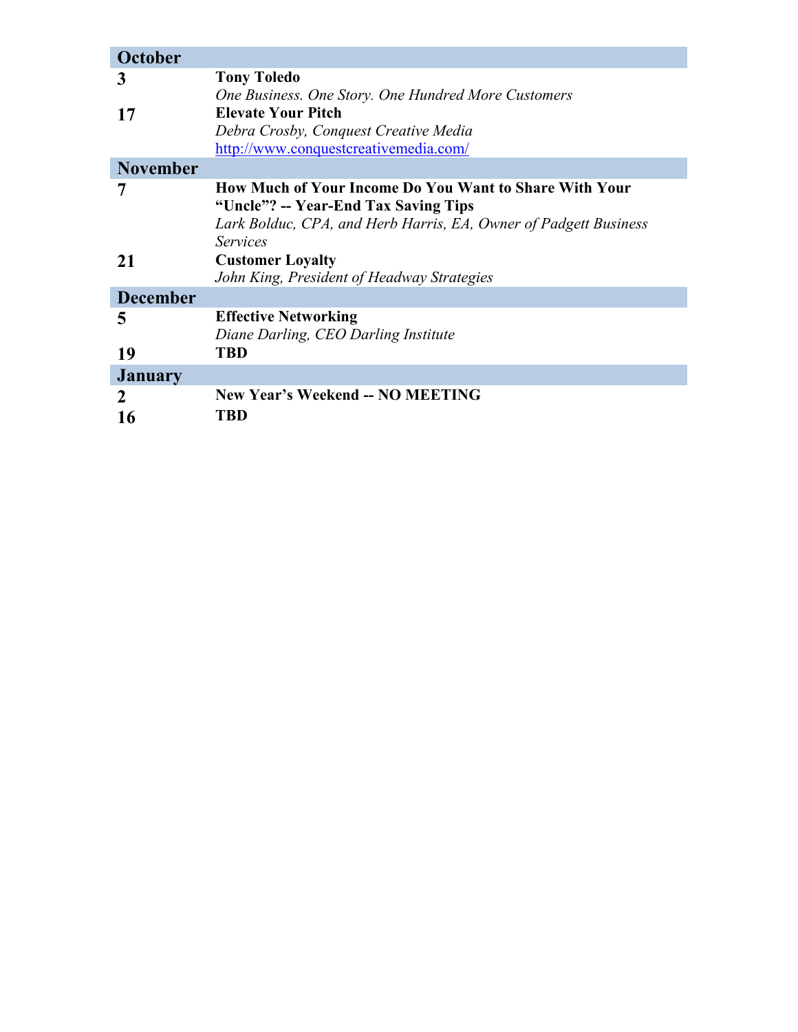| | |
|---|---|
| **October** | |
| **3** | **Tony Toledo**<br>*One Business. One Story. One Hundred More Customers* |
| **17** | **Elevate Your Pitch**<br>*Debra Crosby, Conquest Creative Media*<br>http://www.conquestcreativemedia.com/ |
| **November** | |
| **7** | **How Much of Your Income Do You Want to Share With Your "Uncle"? -- Year-End Tax Saving Tips**<br>*Lark Bolduc, CPA, and Herb Harris, EA, Owner of Padgett Business Services* |
| **21** | **Customer Loyalty**<br>*John King, President of Headway Strategies* |
| **December** | |
| **5** | **Effective Networking**<br>*Diane Darling, CEO Darling Institute* |
| **19** | **TBD** |
| **January** | |
| **2** | **New Year's Weekend -- NO MEETING** |
| **16** | **TBD** |